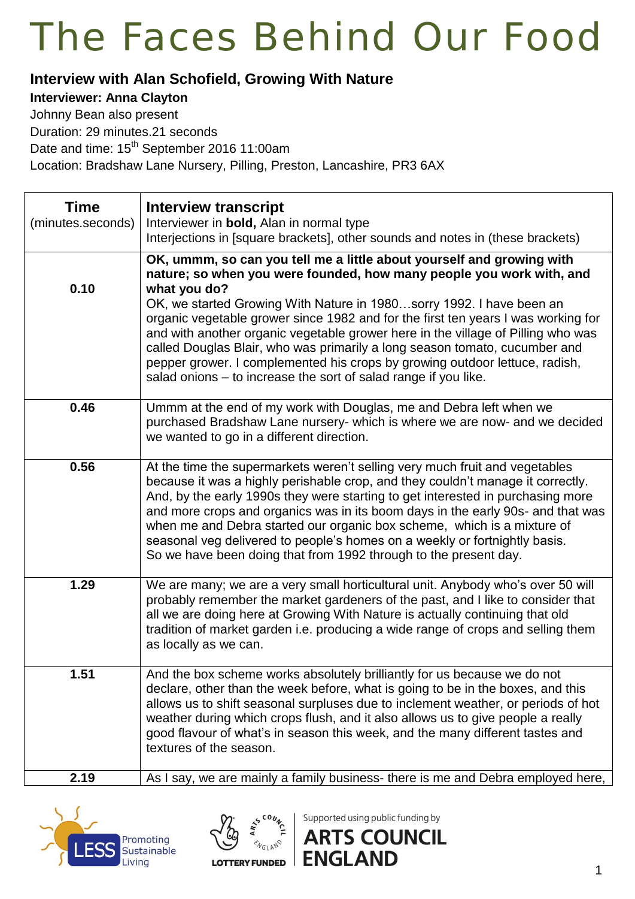# The Faces Behind Our Food

**Interview with Alan Schofield, Growing With Nature**

**Interviewer: Anna Clayton**

Johnny Bean also present

Duration: 29 minutes.21 seconds

Date and time: 15th September 2016 11:00am

Location: Bradshaw Lane Nursery, Pilling, Preston, Lancashire, PR3 6AX

| **Time** (minutes.seconds) | **Interview transcript** Interviewer in **bold,** Alan in normal type Interjections in [square brackets], other sounds and notes in (these brackets) |
|---|---|
| **0.10** | **OK, ummm, so can you tell me a little about yourself and growing with nature; so when you were founded, how many people you work with, and what you do?** OK, we started Growing With Nature in 1980…sorry 1992. I have been an organic vegetable grower since 1982 and for the first ten years I was working for and with another organic vegetable grower here in the village of Pilling who was called Douglas Blair, who was primarily a long season tomato, cucumber and pepper grower. I complemented his crops by growing outdoor lettuce, radish, salad onions – to increase the sort of salad range if you like. |
| **0.46** | Ummm at the end of my work with Douglas, me and Debra left when we purchased Bradshaw Lane nursery- which is where we are now- and we decided we wanted to go in a different direction. |
| **0.56** | At the time the supermarkets weren't selling very much fruit and vegetables because it was a highly perishable crop, and they couldn't manage it correctly. And, by the early 1990s they were starting to get interested in purchasing more and more crops and organics was in its boom days in the early 90s- and that was when me and Debra started our organic box scheme, which is a mixture of seasonal veg delivered to people's homes on a weekly or fortnightly basis. So we have been doing that from 1992 through to the present day. |
| **1.29** | We are many; we are a very small horticultural unit. Anybody who's over 50 will probably remember the market gardeners of the past, and I like to consider that all we are doing here at Growing With Nature is actually continuing that old tradition of market garden i.e. producing a wide range of crops and selling them as locally as we can. |
| **1.51** | And the box scheme works absolutely brilliantly for us because we do not declare, other than the week before, what is going to be in the boxes, and this allows us to shift seasonal surpluses due to inclement weather, or periods of hot weather during which crops flush, and it also allows us to give people a really good flavour of what's in season this week, and the many different tastes and textures of the season. |
| **2.19** | As I say, we are mainly a family business- there is me and Debra employed here, |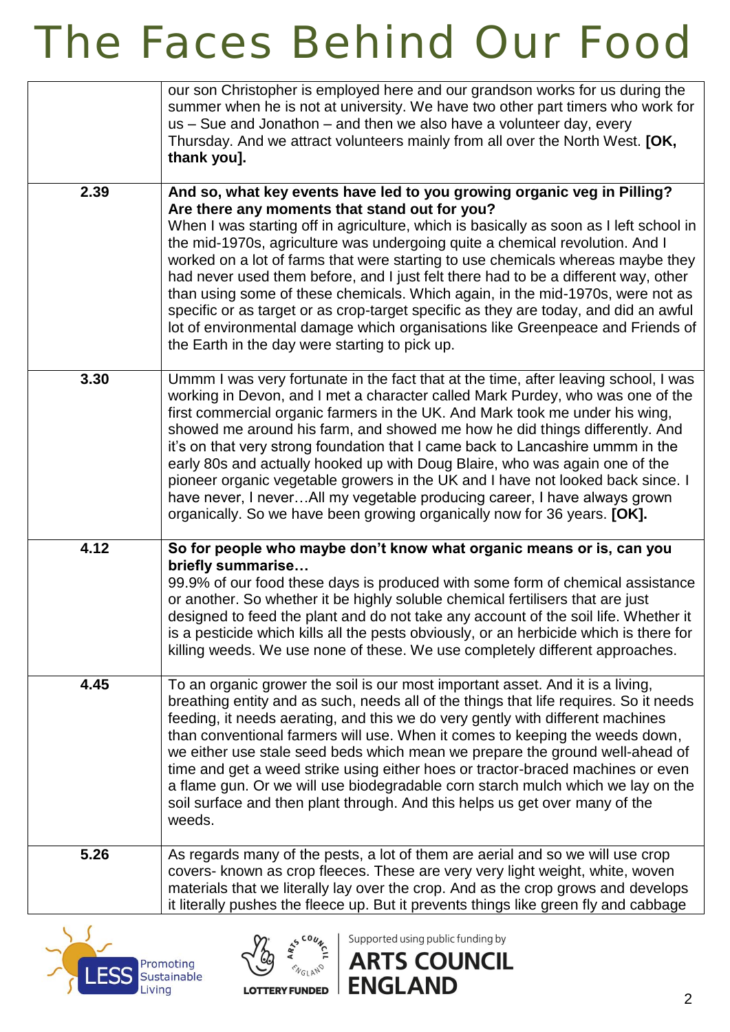# The Faces Behind Our Food

| | |
|---|---|
| | our son Christopher is employed here and our grandson works for us during the summer when he is not at university. We have two other part timers who work for us – Sue and Jonathon – and then we also have a volunteer day, every Thursday. And we attract volunteers mainly from all over the North West. **[OK, thank you].** |
| **2.39** | **And so, what key events have led to you growing organic veg in Pilling? Are there any moments that stand out for you?** When I was starting off in agriculture, which is basically as soon as I left school in the mid-1970s, agriculture was undergoing quite a chemical revolution. And I worked on a lot of farms that were starting to use chemicals whereas maybe they had never used them before, and I just felt there had to be a different way, other than using some of these chemicals. Which again, in the mid-1970s, were not as specific or as target or as crop-target specific as they are today, and did an awful lot of environmental damage which organisations like Greenpeace and Friends of the Earth in the day were starting to pick up. |
| **3.30** | Ummm I was very fortunate in the fact that at the time, after leaving school, I was working in Devon, and I met a character called Mark Purdey, who was one of the first commercial organic farmers in the UK. And Mark took me under his wing, showed me around his farm, and showed me how he did things differently. And it's on that very strong foundation that I came back to Lancashire ummm in the early 80s and actually hooked up with Doug Blaire, who was again one of the pioneer organic vegetable growers in the UK and I have not looked back since. I have never, I never…All my vegetable producing career, I have always grown organically. So we have been growing organically now for 36 years. **[OK].** |
| **4.12** | **So for people who maybe don't know what organic means or is, can you briefly summarise…** 99.9% of our food these days is produced with some form of chemical assistance or another. So whether it be highly soluble chemical fertilisers that are just designed to feed the plant and do not take any account of the soil life. Whether it is a pesticide which kills all the pests obviously, or an herbicide which is there for killing weeds. We use none of these. We use completely different approaches. |
| **4.45** | To an organic grower the soil is our most important asset. And it is a living, breathing entity and as such, needs all of the things that life requires. So it needs feeding, it needs aerating, and this we do very gently with different machines than conventional farmers will use. When it comes to keeping the weeds down, we either use stale seed beds which mean we prepare the ground well-ahead of time and get a weed strike using either hoes or tractor-braced machines or even a flame gun. Or we will use biodegradable corn starch mulch which we lay on the soil surface and then plant through. And this helps us get over many of the weeds. |
| **5.26** | As regards many of the pests, a lot of them are aerial and so we will use crop covers- known as crop fleeces. These are very very light weight, white, woven materials that we literally lay over the crop. And as the crop grows and develops it literally pushes the fleece up. But it prevents things like green fly and cabbage |

LESS Promoting Sustainable Living

LOTTERY FUNDED — Supported using public funding by ARTS COUNCIL ENGLAND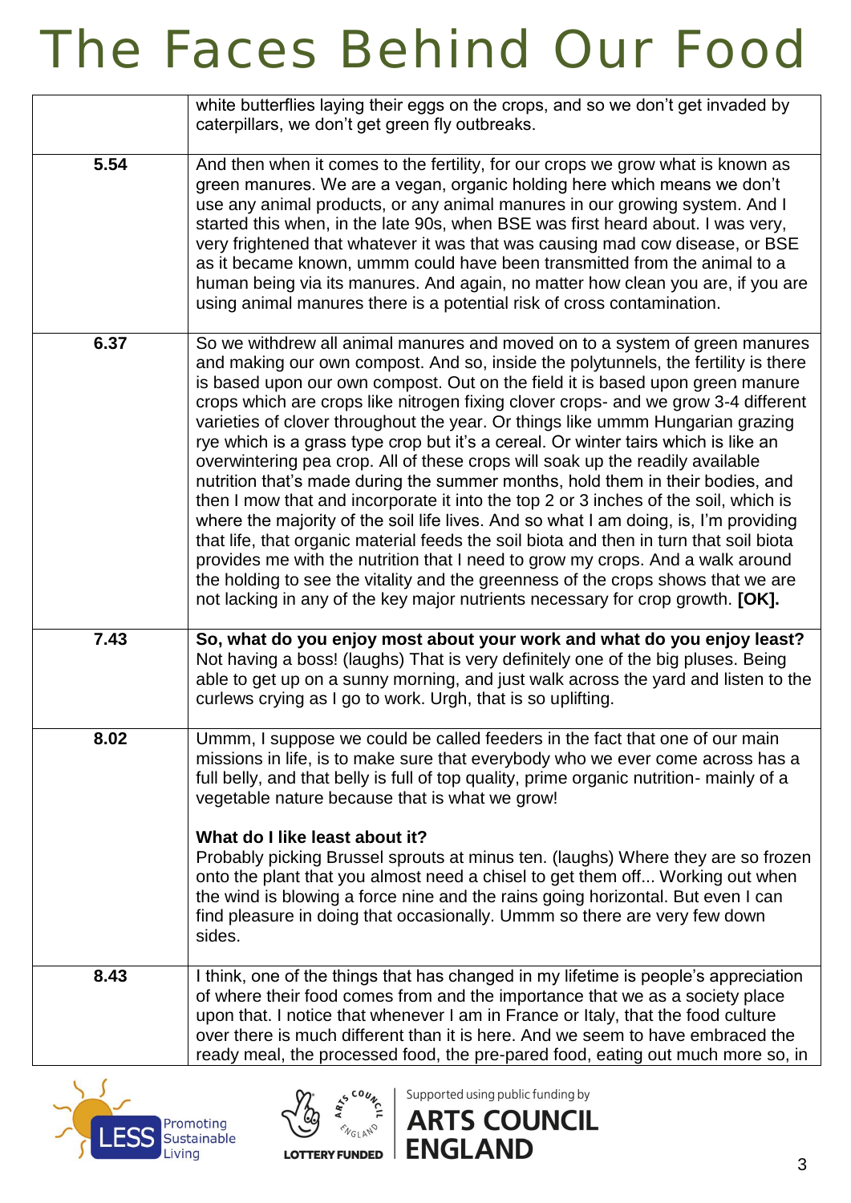| | |
|---|---|
| | white butterflies laying their eggs on the crops, and so we don't get invaded by caterpillars, we don't get green fly outbreaks. |
| **5.54** | And then when it comes to the fertility, for our crops we grow what is known as green manures. We are a vegan, organic holding here which means we don't use any animal products, or any animal manures in our growing system. And I started this when, in the late 90s, when BSE was first heard about. I was very, very frightened that whatever it was that was causing mad cow disease, or BSE as it became known, ummm could have been transmitted from the animal to a human being via its manures. And again, no matter how clean you are, if you are using animal manures there is a potential risk of cross contamination. |
| **6.37** | So we withdrew all animal manures and moved on to a system of green manures and making our own compost. And so, inside the polytunnels, the fertility is there is based upon our own compost. Out on the field it is based upon green manure crops which are crops like nitrogen fixing clover crops- and we grow 3-4 different varieties of clover throughout the year. Or things like ummm Hungarian grazing rye which is a grass type crop but it's a cereal. Or winter tairs which is like an overwintering pea crop. All of these crops will soak up the readily available nutrition that's made during the summer months, hold them in their bodies, and then I mow that and incorporate it into the top 2 or 3 inches of the soil, which is where the majority of the soil life lives. And so what I am doing, is, I'm providing that life, that organic material feeds the soil biota and then in turn that soil biota provides me with the nutrition that I need to grow my crops. And a walk around the holding to see the vitality and the greenness of the crops shows that we are not lacking in any of the key major nutrients necessary for crop growth. **[OK].** |
| **7.43** | **So, what do you enjoy most about your work and what do you enjoy least?** Not having a boss! (laughs) That is very definitely one of the big pluses. Being able to get up on a sunny morning, and just walk across the yard and listen to the curlews crying as I go to work. Urgh, that is so uplifting. |
| **8.02** | Ummm, I suppose we could be called feeders in the fact that one of our main missions in life, is to make sure that everybody who we ever come across has a full belly, and that belly is full of top quality, prime organic nutrition- mainly of a vegetable nature because that is what we grow!<br><br>**What do I like least about it?**<br>Probably picking Brussel sprouts at minus ten. (laughs) Where they are so frozen onto the plant that you almost need a chisel to get them off... Working out when the wind is blowing a force nine and the rains going horizontal. But even I can find pleasure in doing that occasionally. Ummm so there are very few down sides. |
| **8.43** | I think, one of the things that has changed in my lifetime is people's appreciation of where their food comes from and the importance that we as a society place upon that. I notice that whenever I am in France or Italy, that the food culture over there is much different than it is here. And we seem to have embraced the ready meal, the processed food, the pre-pared food, eating out much more so, in |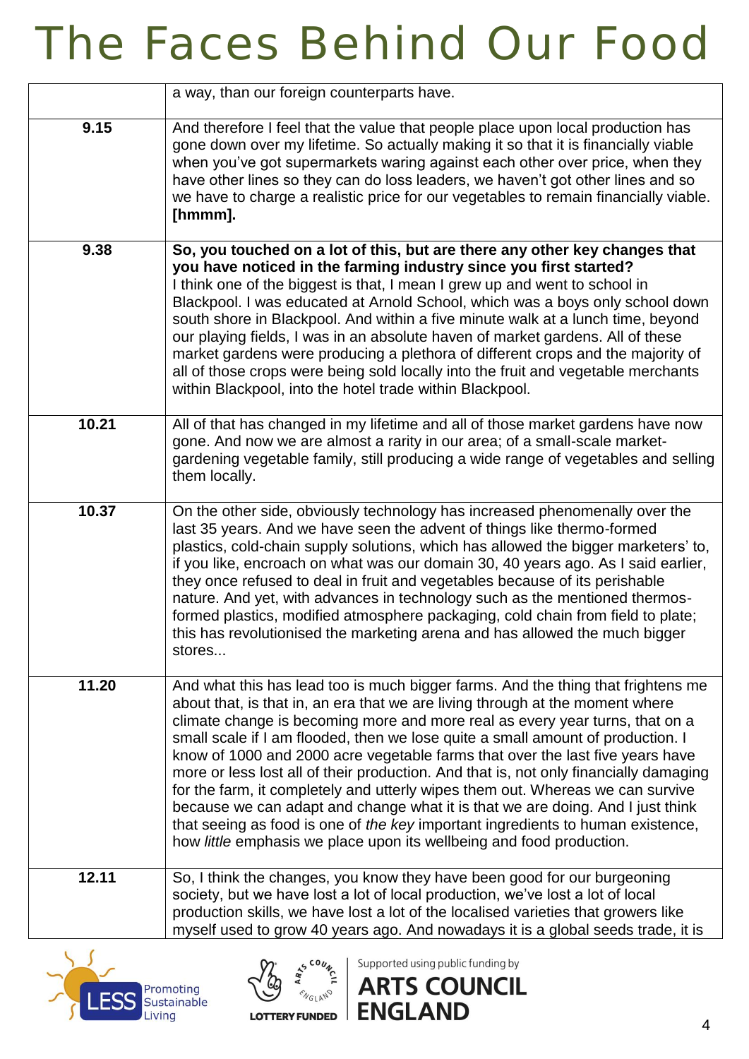| | |
|---|---|
| | a way, than our foreign counterparts have. |
| **9.15** | And therefore I feel that the value that people place upon local production has gone down over my lifetime. So actually making it so that it is financially viable when you've got supermarkets waring against each other over price, when they have other lines so they can do loss leaders, we haven't got other lines and so we have to charge a realistic price for our vegetables to remain financially viable. **[hmmm].** |
| **9.38** | **So, you touched on a lot of this, but are there any other key changes that you have noticed in the farming industry since you first started?** I think one of the biggest is that, I mean I grew up and went to school in Blackpool. I was educated at Arnold School, which was a boys only school down south shore in Blackpool. And within a five minute walk at a lunch time, beyond our playing fields, I was in an absolute haven of market gardens. All of these market gardens were producing a plethora of different crops and the majority of all of those crops were being sold locally into the fruit and vegetable merchants within Blackpool, into the hotel trade within Blackpool. |
| **10.21** | All of that has changed in my lifetime and all of those market gardens have now gone. And now we are almost a rarity in our area; of a small-scale market-gardening vegetable family, still producing a wide range of vegetables and selling them locally. |
| **10.37** | On the other side, obviously technology has increased phenomenally over the last 35 years. And we have seen the advent of things like thermo-formed plastics, cold-chain supply solutions, which has allowed the bigger marketers' to, if you like, encroach on what was our domain 30, 40 years ago. As I said earlier, they once refused to deal in fruit and vegetables because of its perishable nature. And yet, with advances in technology such as the mentioned thermos-formed plastics, modified atmosphere packaging, cold chain from field to plate; this has revolutionised the marketing arena and has allowed the much bigger stores... |
| **11.20** | And what this has lead too is much bigger farms. And the thing that frightens me about that, is that in, an era that we are living through at the moment where climate change is becoming more and more real as every year turns, that on a small scale if I am flooded, then we lose quite a small amount of production. I know of 1000 and 2000 acre vegetable farms that over the last five years have more or less lost all of their production. And that is, not only financially damaging for the farm, it completely and utterly wipes them out. Whereas we can survive because we can adapt and change what it is that we are doing. And I just think that seeing as food is one of *the key* important ingredients to human existence, how *little* emphasis we place upon its wellbeing and food production. |
| **12.11** | So, I think the changes, you know they have been good for our burgeoning society, but we have lost a lot of local production, we've lost a lot of local production skills, we have lost a lot of the localised varieties that growers like myself used to grow 40 years ago. And nowadays it is a global seeds trade, it is |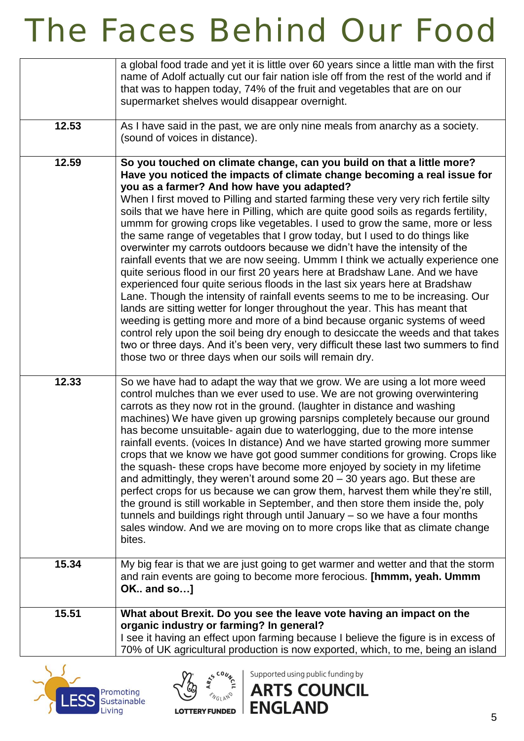# The Faces Behind Our Food

| | |
|---|---|
| | a global food trade and yet it is little over 60 years since a little man with the first name of Adolf actually cut our fair nation isle off from the rest of the world and if that was to happen today, 74% of the fruit and vegetables that are on our supermarket shelves would disappear overnight. |
| **12.53** | As I have said in the past, we are only nine meals from anarchy as a society. (sound of voices in distance). |
| **12.59** | **So you touched on climate change, can you build on that a little more? Have you noticed the impacts of climate change becoming a real issue for you as a farmer? And how have you adapted?** When I first moved to Pilling and started farming these very very rich fertile silty soils that we have here in Pilling, which are quite good soils as regards fertility, ummm for growing crops like vegetables. I used to grow the same, more or less the same range of vegetables that I grow today, but I used to do things like overwinter my carrots outdoors because we didn't have the intensity of the rainfall events that we are now seeing. Ummm I think we actually experience one quite serious flood in our first 20 years here at Bradshaw Lane. And we have experienced four quite serious floods in the last six years here at Bradshaw Lane. Though the intensity of rainfall events seems to me to be increasing. Our lands are sitting wetter for longer throughout the year. This has meant that weeding is getting more and more of a bind because organic systems of weed control rely upon the soil being dry enough to desiccate the weeds and that takes two or three days. And it's been very, very difficult these last two summers to find those two or three days when our soils will remain dry. |
| **12.33** | So we have had to adapt the way that we grow. We are using a lot more weed control mulches than we ever used to use. We are not growing overwintering carrots as they now rot in the ground. (laughter in distance and washing machines) We have given up growing parsnips completely because our ground has become unsuitable- again due to waterlogging, due to the more intense rainfall events. (voices In distance) And we have started growing more summer crops that we know we have got good summer conditions for growing. Crops like the squash- these crops have become more enjoyed by society in my lifetime and admittingly, they weren't around some 20 – 30 years ago. But these are perfect crops for us because we can grow them, harvest them while they're still, the ground is still workable in September, and then store them inside the, poly tunnels and buildings right through until January – so we have a four months sales window. And we are moving on to more crops like that as climate change bites. |
| **15.34** | My big fear is that we are just going to get warmer and wetter and that the storm and rain events are going to become more ferocious. **[hmmm, yeah. Ummm OK.. and so…]** |
| **15.51** | **What about Brexit. Do you see the leave vote having an impact on the organic industry or farming? In general?** I see it having an effect upon farming because I believe the figure is in excess of 70% of UK agricultural production is now exported, which, to me, being an island |

LESS Promoting Sustainable Living

Supported using public funding by ARTS COUNCIL ENGLAND

LOTTERY FUNDED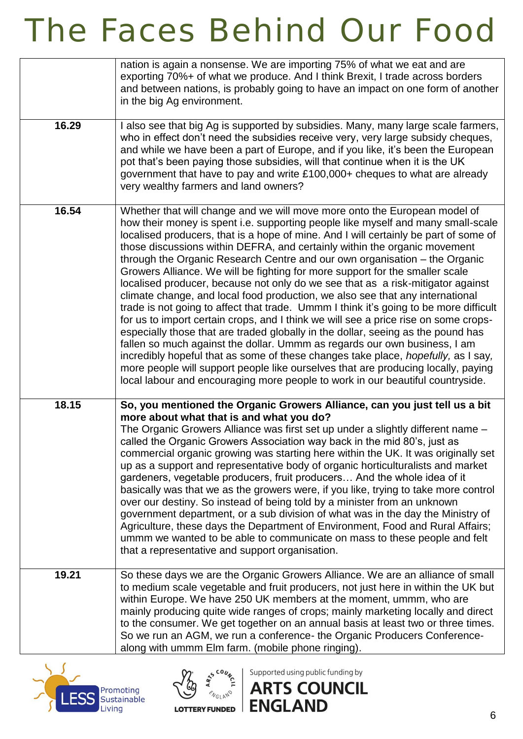| | |
|---|---|
| | nation is again a nonsense. We are importing 75% of what we eat and are exporting 70%+ of what we produce. And I think Brexit, I trade across borders and between nations, is probably going to have an impact on one form of another in the big Ag environment. |
| **16.29** | I also see that big Ag is supported by subsidies. Many, many large scale farmers, who in effect don't need the subsidies receive very, very large subsidy cheques, and while we have been a part of Europe, and if you like, it's been the European pot that's been paying those subsidies, will that continue when it is the UK government that have to pay and write £100,000+ cheques to what are already very wealthy farmers and land owners? |
| **16.54** | Whether that will change and we will move more onto the European model of how their money is spent i.e. supporting people like myself and many small-scale localised producers, that is a hope of mine. And I will certainly be part of some of those discussions within DEFRA, and certainly within the organic movement through the Organic Research Centre and our own organisation – the Organic Growers Alliance. We will be fighting for more support for the smaller scale localised producer, because not only do we see that as a risk-mitigator against climate change, and local food production, we also see that any international trade is not going to affect that trade. Ummm I think it's going to be more difficult for us to import certain crops, and I think we will see a price rise on some crops- especially those that are traded globally in the dollar, seeing as the pound has fallen so much against the dollar. Ummm as regards our own business, I am incredibly hopeful that as some of these changes take place, *hopefully,* as I say, more people will support people like ourselves that are producing locally, paying local labour and encouraging more people to work in our beautiful countryside. |
| **18.15** | **So, you mentioned the Organic Growers Alliance, can you just tell us a bit more about what that is and what you do?** The Organic Growers Alliance was first set up under a slightly different name – called the Organic Growers Association way back in the mid 80's, just as commercial organic growing was starting here within the UK. It was originally set up as a support and representative body of organic horticulturalists and market gardeners, vegetable producers, fruit producers… And the whole idea of it basically was that we as the growers were, if you like, trying to take more control over our destiny. So instead of being told by a minister from an unknown government department, or a sub division of what was in the day the Ministry of Agriculture, these days the Department of Environment, Food and Rural Affairs; ummm we wanted to be able to communicate on mass to these people and felt that a representative and support organisation. |
| **19.21** | So these days we are the Organic Growers Alliance. We are an alliance of small to medium scale vegetable and fruit producers, not just here in within the UK but within Europe. We have 250 UK members at the moment, ummm, who are mainly producing quite wide ranges of crops; mainly marketing locally and direct to the consumer. We get together on an annual basis at least two or three times. So we run an AGM, we run a conference- the Organic Producers Conference- along with ummm Elm farm. (mobile phone ringing). |

Promoting Sustainable Living

Supported using public funding by ARTS COUNCIL ENGLAND

LOTTERY FUNDED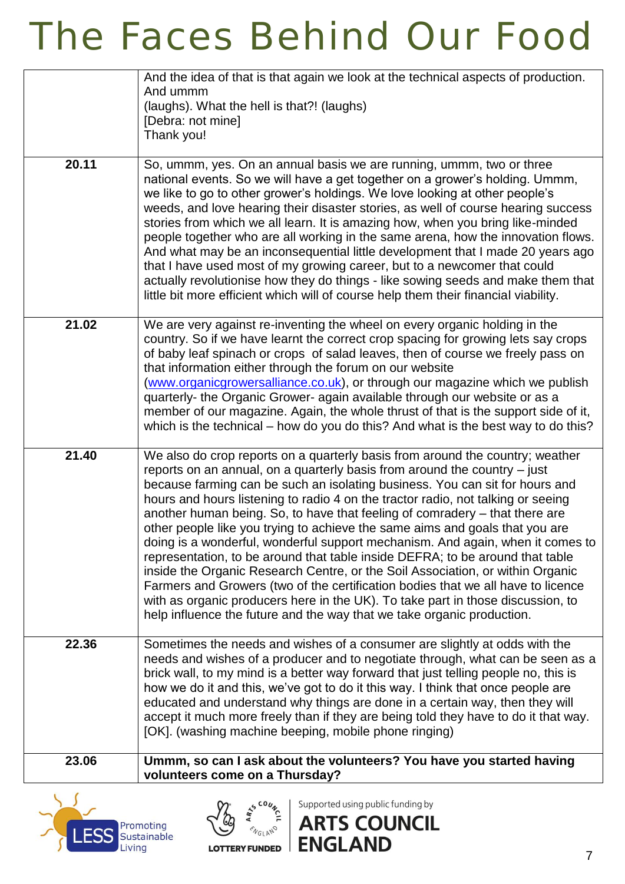| | |
|---|---|
| | And the idea of that is that again we look at the technical aspects of production. And ummm (laughs). What the hell is that?! (laughs) [Debra: not mine] Thank you! |
| **20.11** | So, ummm, yes. On an annual basis we are running, ummm, two or three national events. So we will have a get together on a grower's holding. Ummm, we like to go to other grower's holdings. We love looking at other people's weeds, and love hearing their disaster stories, as well of course hearing success stories from which we all learn. It is amazing how, when you bring like-minded people together who are all working in the same arena, how the innovation flows. And what may be an inconsequential little development that I made 20 years ago that I have used most of my growing career, but to a newcomer that could actually revolutionise how they do things - like sowing seeds and make them that little bit more efficient which will of course help them their financial viability. |
| **21.02** | We are very against re-inventing the wheel on every organic holding in the country. So if we have learnt the correct crop spacing for growing lets say crops of baby leaf spinach or crops of salad leaves, then of course we freely pass on that information either through the forum on our website (www.organicgrowersalliance.co.uk), or through our magazine which we publish quarterly- the Organic Grower- again available through our website or as a member of our magazine. Again, the whole thrust of that is the support side of it, which is the technical – how do you do this? And what is the best way to do this? |
| **21.40** | We also do crop reports on a quarterly basis from around the country; weather reports on an annual, on a quarterly basis from around the country – just because farming can be such an isolating business. You can sit for hours and hours and hours listening to radio 4 on the tractor radio, not talking or seeing another human being. So, to have that feeling of comradery – that there are other people like you trying to achieve the same aims and goals that you are doing is a wonderful, wonderful support mechanism. And again, when it comes to representation, to be around that table inside DEFRA; to be around that table inside the Organic Research Centre, or the Soil Association, or within Organic Farmers and Growers (two of the certification bodies that we all have to licence with as organic producers here in the UK). To take part in those discussion, to help influence the future and the way that we take organic production. |
| **22.36** | Sometimes the needs and wishes of a consumer are slightly at odds with the needs and wishes of a producer and to negotiate through, what can be seen as a brick wall, to my mind is a better way forward that just telling people no, this is how we do it and this, we've got to do it this way. I think that once people are educated and understand why things are done in a certain way, then they will accept it much more freely than if they are being told they have to do it that way. [OK]. (washing machine beeping, mobile phone ringing) |
| **23.06** | **Ummm, so can I ask about the volunteers? You have you started having volunteers come on a Thursday?** |

LESS Promoting Sustainable Living

LOTTERY FUNDED | Supported using public funding by ARTS COUNCIL ENGLAND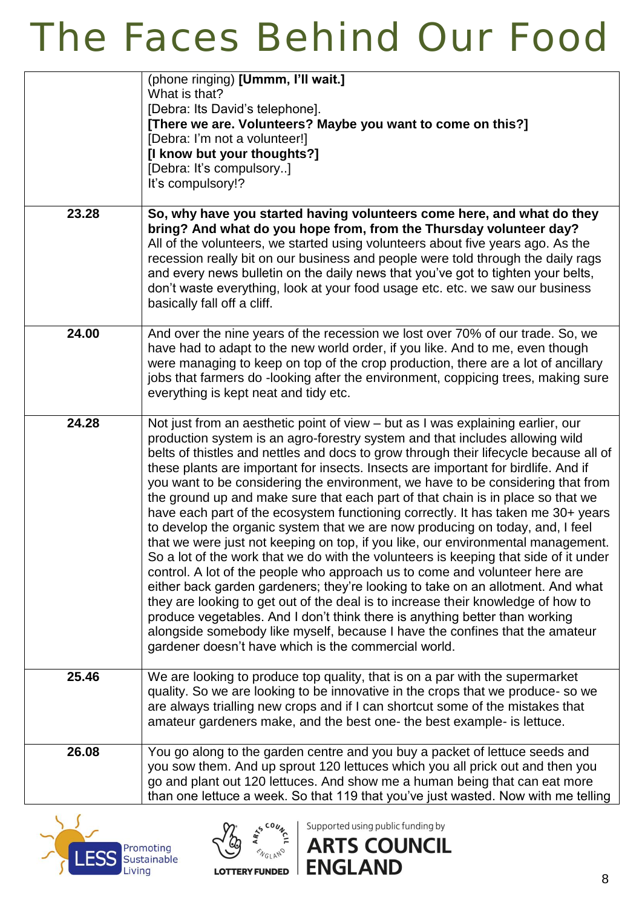| | |
|---|---|
| | (phone ringing) **[Ummm, I'll wait.]**<br>What is that?<br>[Debra: Its David's telephone].<br>**[There we are. Volunteers? Maybe you want to come on this?]**<br>[Debra: I'm not a volunteer!]<br>**[I know but your thoughts?]**<br>[Debra: It's compulsory..]<br>It's compulsory!? |
| **23.28** | **So, why have you started having volunteers come here, and what do they bring? And what do you hope from, from the Thursday volunteer day?**<br>All of the volunteers, we started using volunteers about five years ago. As the recession really bit on our business and people were told through the daily rags and every news bulletin on the daily news that you've got to tighten your belts, don't waste everything, look at your food usage etc. etc. we saw our business basically fall off a cliff. |
| **24.00** | And over the nine years of the recession we lost over 70% of our trade. So, we have had to adapt to the new world order, if you like. And to me, even though were managing to keep on top of the crop production, there are a lot of ancillary jobs that farmers do -looking after the environment, coppicing trees, making sure everything is kept neat and tidy etc. |
| **24.28** | Not just from an aesthetic point of view – but as I was explaining earlier, our production system is an agro-forestry system and that includes allowing wild belts of thistles and nettles and docs to grow through their lifecycle because all of these plants are important for insects. Insects are important for birdlife. And if you want to be considering the environment, we have to be considering that from the ground up and make sure that each part of that chain is in place so that we have each part of the ecosystem functioning correctly. It has taken me 30+ years to develop the organic system that we are now producing on today, and, I feel that we were just not keeping on top, if you like, our environmental management. So a lot of the work that we do with the volunteers is keeping that side of it under control. A lot of the people who approach us to come and volunteer here are either back garden gardeners; they're looking to take on an allotment. And what they are looking to get out of the deal is to increase their knowledge of how to produce vegetables. And I don't think there is anything better than working alongside somebody like myself, because I have the confines that the amateur gardener doesn't have which is the commercial world. |
| **25.46** | We are looking to produce top quality, that is on a par with the supermarket quality. So we are looking to be innovative in the crops that we produce- so we are always trialling new crops and if I can shortcut some of the mistakes that amateur gardeners make, and the best one- the best example- is lettuce. |
| **26.08** | You go along to the garden centre and you buy a packet of lettuce seeds and you sow them. And up sprout 120 lettuces which you all prick out and then you go and plant out 120 lettuces. And show me a human being that can eat more than one lettuce a week. So that 119 that you've just wasted. Now with me telling |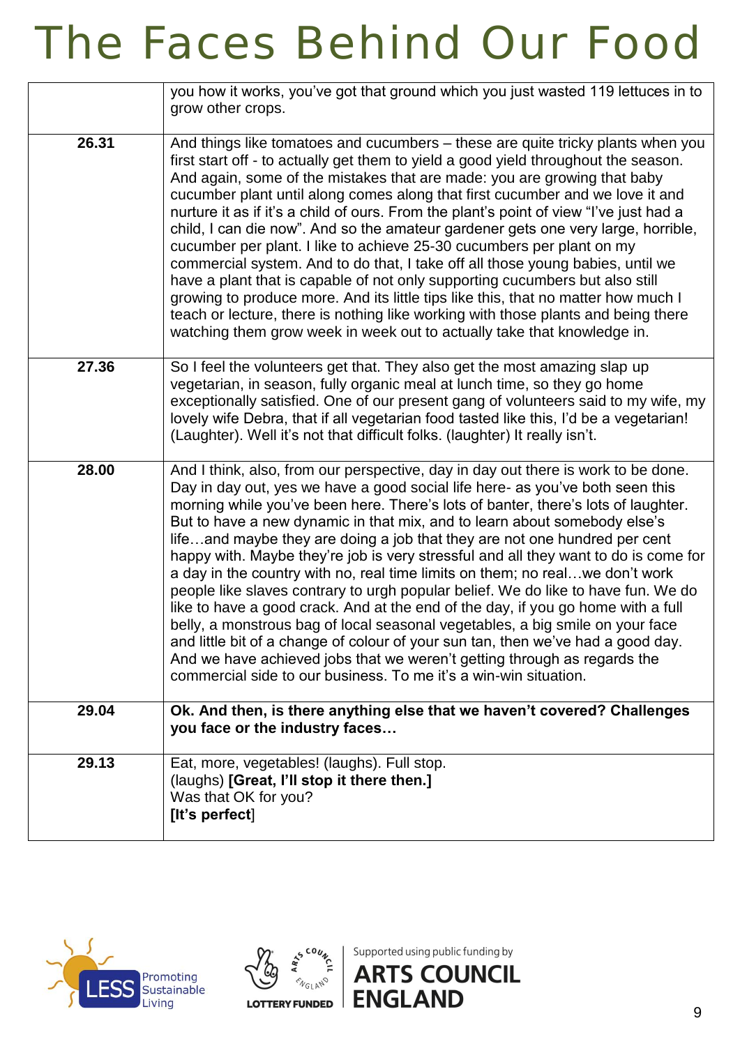| | |
|---|---|
| | you how it works, you've got that ground which you just wasted 119 lettuces in to grow other crops. |
| **26.31** | And things like tomatoes and cucumbers – these are quite tricky plants when you first start off - to actually get them to yield a good yield throughout the season. And again, some of the mistakes that are made: you are growing that baby cucumber plant until along comes along that first cucumber and we love it and nurture it as if it's a child of ours. From the plant's point of view "I've just had a child, I can die now". And so the amateur gardener gets one very large, horrible, cucumber per plant. I like to achieve 25-30 cucumbers per plant on my commercial system. And to do that, I take off all those young babies, until we have a plant that is capable of not only supporting cucumbers but also still growing to produce more. And its little tips like this, that no matter how much I teach or lecture, there is nothing like working with those plants and being there watching them grow week in week out to actually take that knowledge in. |
| **27.36** | So I feel the volunteers get that. They also get the most amazing slap up vegetarian, in season, fully organic meal at lunch time, so they go home exceptionally satisfied. One of our present gang of volunteers said to my wife, my lovely wife Debra, that if all vegetarian food tasted like this, I'd be a vegetarian! (Laughter). Well it's not that difficult folks. (laughter) It really isn't. |
| **28.00** | And I think, also, from our perspective, day in day out there is work to be done. Day in day out, yes we have a good social life here- as you've both seen this morning while you've been here. There's lots of banter, there's lots of laughter. But to have a new dynamic in that mix, and to learn about somebody else's life…and maybe they are doing a job that they are not one hundred per cent happy with. Maybe they're job is very stressful and all they want to do is come for a day in the country with no, real time limits on them; no real…we don't work people like slaves contrary to urgh popular belief. We do like to have fun. We do like to have a good crack. And at the end of the day, if you go home with a full belly, a monstrous bag of local seasonal vegetables, a big smile on your face and little bit of a change of colour of your sun tan, then we've had a good day. And we have achieved jobs that we weren't getting through as regards the commercial side to our business. To me it's a win-win situation. |
| **29.04** | **Ok. And then, is there anything else that we haven't covered? Challenges you face or the industry faces…** |
| **29.13** | Eat, more, vegetables! (laughs). Full stop.<br>(laughs) **[Great, I'll stop it there then.]**<br>Was that OK for you?<br>**[It's perfect]** |

LESS Promoting Sustainable Living

LOTTERY FUNDED | Supported using public funding by ARTS COUNCIL ENGLAND